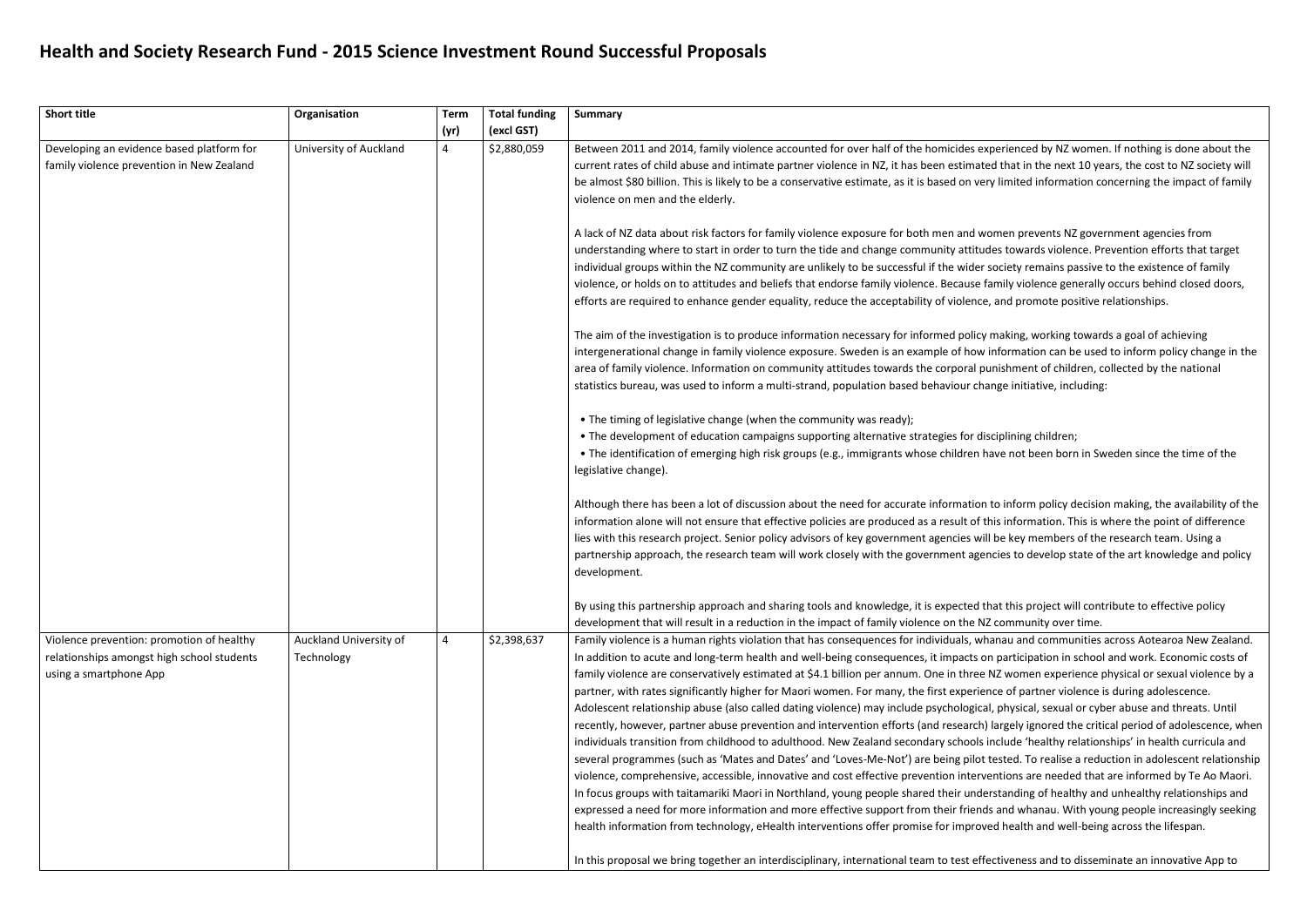# Health and Society Research Fund - 2015 Science Investment Round Successful Proposals

| Short title | Organisation | Term (yr) | Total funding (excl GST) | Summary |
|---|---|---|---|---|
| Developing an evidence based platform for family violence prevention in New Zealand | University of Auckland | 4 | $2,880,059 | Between 2011 and 2014, family violence accounted for over half of the homicides experienced by NZ women. If nothing is done about the current rates of child abuse and intimate partner violence in NZ, it has been estimated that in the next 10 years, the cost to NZ society will be almost $80 billion. This is likely to be a conservative estimate, as it is based on very limited information concerning the impact of family violence on men and the elderly.<br><br>A lack of NZ data about risk factors for family violence exposure for both men and women prevents NZ government agencies from understanding where to start in order to turn the tide and change community attitudes towards violence. Prevention efforts that target individual groups within the NZ community are unlikely to be successful if the wider society remains passive to the existence of family violence, or holds on to attitudes and beliefs that endorse family violence. Because family violence generally occurs behind closed doors, efforts are required to enhance gender equality, reduce the acceptability of violence, and promote positive relationships.<br><br>The aim of the investigation is to produce information necessary for informed policy making, working towards a goal of achieving intergenerational change in family violence exposure. Sweden is an example of how information can be used to inform policy change in the area of family violence. Information on community attitudes towards the corporal punishment of children, collected by the national statistics bureau, was used to inform a multi-strand, population based behaviour change initiative, including:<br><br>• The timing of legislative change (when the community was ready);<br>• The development of education campaigns supporting alternative strategies for disciplining children;<br>• The identification of emerging high risk groups (e.g., immigrants whose children have not been born in Sweden since the time of the legislative change).<br><br>Although there has been a lot of discussion about the need for accurate information to inform policy decision making, the availability of the information alone will not ensure that effective policies are produced as a result of this information. This is where the point of difference lies with this research project. Senior policy advisors of key government agencies will be key members of the research team. Using a partnership approach, the research team will work closely with the government agencies to develop state of the art knowledge and policy development.<br><br>By using this partnership approach and sharing tools and knowledge, it is expected that this project will contribute to effective policy development that will result in a reduction in the impact of family violence on the NZ community over time. |
| Violence prevention: promotion of healthy relationships amongst high school students using a smartphone App | Auckland University of Technology | 4 | $2,398,637 | Family violence is a human rights violation that has consequences for individuals, whanau and communities across Aotearoa New Zealand. In addition to acute and long-term health and well-being consequences, it impacts on participation in school and work. Economic costs of family violence are conservatively estimated at $4.1 billion per annum. One in three NZ women experience physical or sexual violence by a partner, with rates significantly higher for Maori women. For many, the first experience of partner violence is during adolescence. Adolescent relationship abuse (also called dating violence) may include psychological, physical, sexual or cyber abuse and threats. Until recently, however, partner abuse prevention and intervention efforts (and research) largely ignored the critical period of adolescence, when individuals transition from childhood to adulthood. New Zealand secondary schools include 'healthy relationships' in health curricula and several programmes (such as 'Mates and Dates' and 'Loves-Me-Not') are being pilot tested. To realise a reduction in adolescent relationship violence, comprehensive, accessible, innovative and cost effective prevention interventions are needed that are informed by Te Ao Maori. In focus groups with taitamariki Maori in Northland, young people shared their understanding of healthy and unhealthy relationships and expressed a need for more information and more effective support from their friends and whanau. With young people increasingly seeking health information from technology, eHealth interventions offer promise for improved health and well-being across the lifespan.<br><br>In this proposal we bring together an interdisciplinary, international team to test effectiveness and to disseminate an innovative App to |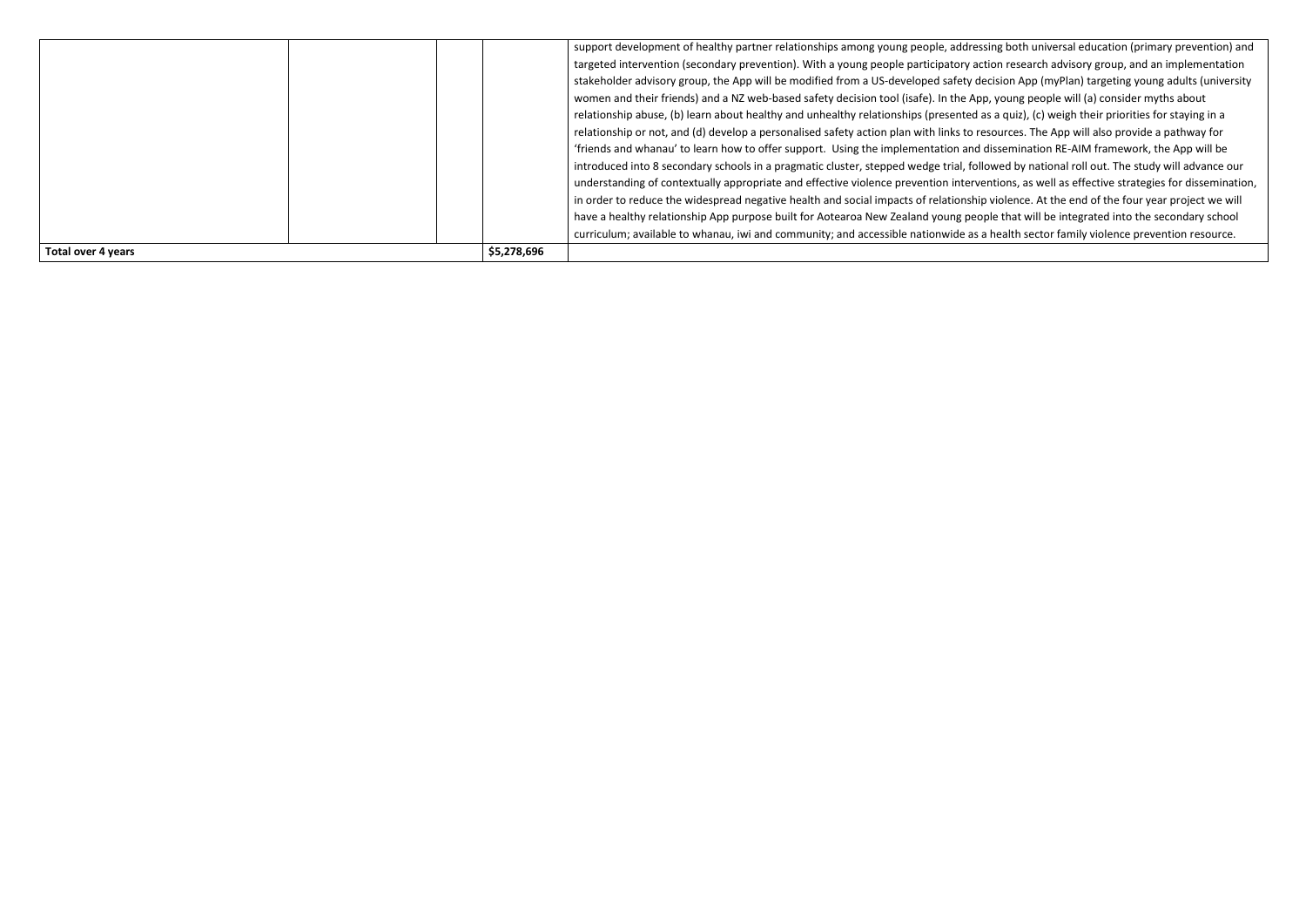| | | | | |
|---|---|---|---|---|
| | | | | support development of healthy partner relationships among young people, addressing both universal education (primary prevention) and targeted intervention (secondary prevention). With a young people participatory action research advisory group, and an implementation stakeholder advisory group, the App will be modified from a US-developed safety decision App (myPlan) targeting young adults (university women and their friends) and a NZ web-based safety decision tool (isafe). In the App, young people will (a) consider myths about relationship abuse, (b) learn about healthy and unhealthy relationships (presented as a quiz), (c) weigh their priorities for staying in a relationship or not, and (d) develop a personalised safety action plan with links to resources. The App will also provide a pathway for 'friends and whanau' to learn how to offer support. Using the implementation and dissemination RE-AIM framework, the App will be introduced into 8 secondary schools in a pragmatic cluster, stepped wedge trial, followed by national roll out. The study will advance our understanding of contextually appropriate and effective violence prevention interventions, as well as effective strategies for dissemination, in order to reduce the widespread negative health and social impacts of relationship violence. At the end of the four year project we will have a healthy relationship App purpose built for Aotearoa New Zealand young people that will be integrated into the secondary school curriculum; available to whanau, iwi and community; and accessible nationwide as a health sector family violence prevention resource. |
| **Total over 4 years** | | | **$5,278,696** | |